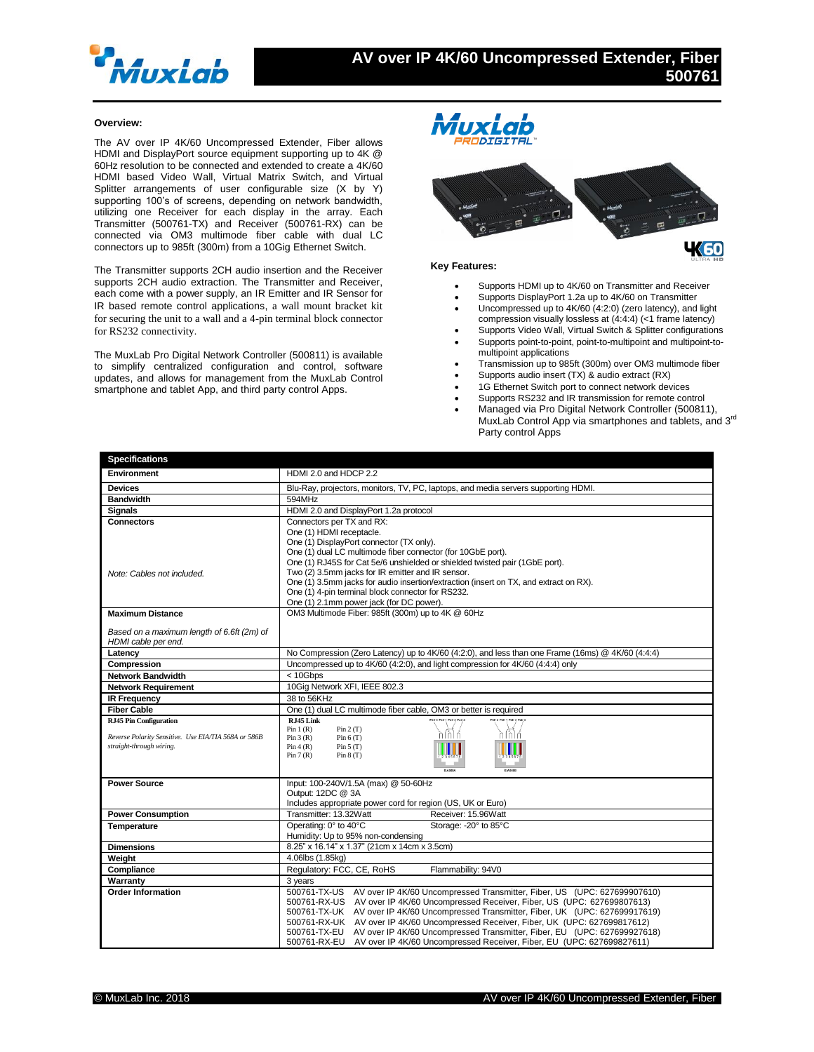# AV over IP 4K/60 Uncompressed Extender, Fiber 500761

**Overview:**

The AV over IP 4K/60 Uncompressed Extender, Fiber allows HDMI and DisplayPort source equipment supporting up to 4K @ 60Hz resolution to be connected and extended to create a 4K/60 HDMI based Video Wall, Virtual Matrix Switch, and Virtual Splitter arrangements of user configurable size (X by Y) supporting 100's of screens, depending on network bandwidth, utilizing one Receiver for each display in the array. Each Transmitter (500761-TX) and Receiver (500761-RX) can be connected via OM3 multimode fiber cable with dual LC connectors up to 985ft (300m) from a 10Gig Ethernet Switch.

The Transmitter supports 2CH audio insertion and the Receiver supports 2CH audio extraction. The Transmitter and Receiver, each come with a power supply, an IR Emitter and IR Sensor for IR based remote control applications, a wall mount bracket kit for securing the unit to a wall and a 4-pin terminal block connector for RS232 connectivity.

The MuxLab Pro Digital Network Controller (500811) is available to simplify centralized configuration and control, software updates, and allows for management from the MuxLab Control smartphone and tablet App, and third party control Apps.

**Key Features:**

- Supports HDMI up to 4K/60 on Transmitter and Receiver
- Supports DisplayPort 1.2a up to 4K/60 on Transmitter
- Uncompressed up to 4K/60 (4:2:0) (zero latency), and light compression visually lossless at (4:4:4) (<1 frame latency)
- Supports Video Wall, Virtual Switch & Splitter configurations
- Supports point-to-point, point-to-multipoint and multipoint-to-multipoint applications
- Transmission up to 985ft (300m) over OM3 multimode fiber
- Supports audio insert (TX) & audio extract (RX)
- 1G Ethernet Switch port to connect network devices
- Supports RS232 and IR transmission for remote control
- Managed via Pro Digital Network Controller (500811), MuxLab Control App via smartphones and tablets, and 3rd Party control Apps

| Specifications | |
|---|---|
| **Environment** | HDMI 2.0 and HDCP 2.2 |
| **Devices** | Blu-Ray, projectors, monitors, TV, PC, laptops, and media servers supporting HDMI. |
| **Bandwidth** | 594MHz |
| **Signals** | HDMI 2.0 and DisplayPort 1.2a protocol |
| **Connectors**<br><br>*Note: Cables not included.* | Connectors per TX and RX:<br>One (1) HDMI receptacle.<br>One (1) DisplayPort connector (TX only).<br>One (1) dual LC multimode fiber connector (for 10GbE port).<br>One (1) RJ45S for Cat 5e/6 unshielded or shielded twisted pair (1GbE port).<br>Two (2) 3.5mm jacks for IR emitter and IR sensor.<br>One (1) 3.5mm jacks for audio insertion/extraction (insert on TX, and extract on RX).<br>One (1) 4-pin terminal block connector for RS232.<br>One (1) 2.1mm power jack (for DC power). |
| **Maximum Distance**<br><br>*Based on a maximum length of 6.6ft (2m) of HDMI cable per end.* | OM3 Multimode Fiber: 985ft (300m) up to 4K @ 60Hz |
| **Latency** | No Compression (Zero Latency) up to 4K/60 (4:2:0), and less than one Frame (16ms) @ 4K/60 (4:4:4) |
| **Compression** | Uncompressed up to 4K/60 (4:2:0), and light compression for 4K/60 (4:4:4) only |
| **Network Bandwidth** | < 10Gbps |
| **Network Requirement** | 10Gig Network XFI, IEEE 802.3 |
| **IR Frequency** | 38 to 56KHz |
| **Fiber Cable** | One (1) dual LC multimode fiber cable, OM3 or better is required |
| **RJ45 Pin Configuration**<br><br>*Reverse Polarity Sensitive. Use EIA/TIA 568A or 586B straight-through wiring.* | **RJ45 Link**<br>Pin 1 (R) Pin 2 (T)<br>Pin 3 (R) Pin 6 (T)<br>Pin 4 (R) Pin 5 (T)<br>Pin 7 (R) Pin 8 (T)<br>EIA568A EIA568B |
| **Power Source** | Input: 100-240V/1.5A (max) @ 50-60Hz<br>Output: 12DC @ 3A<br>Includes appropriate power cord for region (US, UK or Euro) |
| **Power Consumption** | Transmitter: 13.32Watt Receiver: 15.96Watt |
| **Temperature** | Operating: 0° to 40°C Storage: -20° to 85°C<br>Humidity: Up to 95% non-condensing |
| **Dimensions** | 8.25" x 16.14" x 1.37" (21cm x 14cm x 3.5cm) |
| **Weight** | 4.06lbs (1.85kg) |
| **Compliance** | Regulatory: FCC, CE, RoHS Flammability: 94V0 |
| **Warranty** | 3 years |
| **Order Information** | 500761-TX-US AV over IP 4K/60 Uncompressed Transmitter, Fiber, US (UPC: 627699907610)<br>500761-RX-US AV over IP 4K/60 Uncompressed Receiver, Fiber, US (UPC: 627699807613)<br>500761-TX-UK AV over IP 4K/60 Uncompressed Transmitter, Fiber, UK (UPC: 627699917619)<br>500761-RX-UK AV over IP 4K/60 Uncompressed Receiver, Fiber, UK (UPC: 627699817612)<br>500761-TX-EU AV over IP 4K/60 Uncompressed Transmitter, Fiber, EU (UPC: 627699927618)<br>500761-RX-EU AV over IP 4K/60 Uncompressed Receiver, Fiber, EU (UPC: 627699827611) |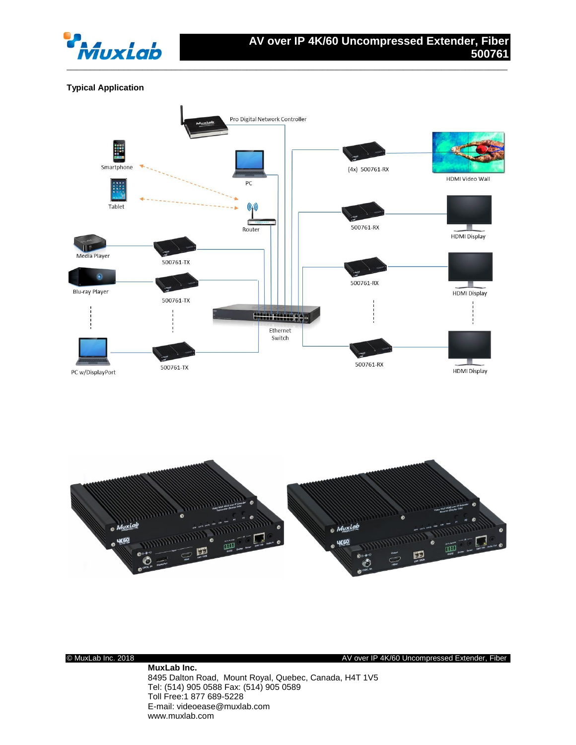## Typical Application

Pro Digital Network Controller

Smartphone

Tablet

PC

Router

Media Player

Blu-ray Player

PC w/DisplayPort

500761-TX

500761-TX

500761-TX

Ethernet Switch

(4x) 500761-RX

500761-RX

500761-RX

500761-RX

HDMI Video Wall

HDMI Display

HDMI Display

HDMI Display

**MuxLab Inc.**
8495 Dalton Road, Mount Royal, Quebec, Canada, H4T 1V5
Tel: (514) 905 0588 Fax: (514) 905 0589
Toll Free:1 877 689-5228
E-mail: videoease@muxlab.com
www.muxlab.com